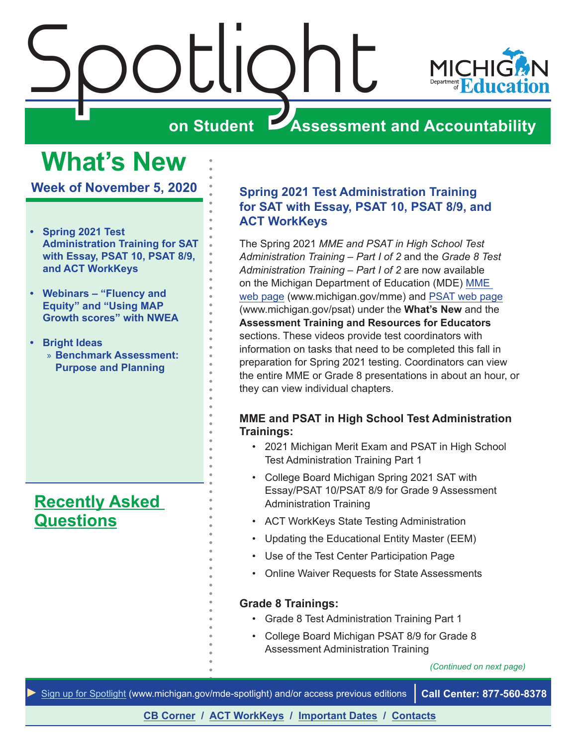# Spotlight

on Student Assessment and Accountability

MICHIGAN Department of Education

## What's New

**Week of November 5, 2020**

- **Spring 2021 Test Administration Training for SAT with Essay, PSAT 10, PSAT 8/9, and ACT WorkKeys**
- **Webinars – "Fluency and Equity" and "Using MAP Growth scores" with NWEA**
- **Bright Ideas**
  - **Benchmark Assessment: Purpose and Planning**

**Recently Asked Questions**

### Spring 2021 Test Administration Training for SAT with Essay, PSAT 10, PSAT 8/9, and ACT WorkKeys

The Spring 2021 *MME and PSAT in High School Test Administration Training – Part I of 2* and the *Grade 8 Test Administration Training – Part I of 2* are now available on the Michigan Department of Education (MDE) MME web page (www.michigan.gov/mme) and PSAT web page (www.michigan.gov/psat) under the **What's New** and the **Assessment Training and Resources for Educators** sections. These videos provide test coordinators with information on tasks that need to be completed this fall in preparation for Spring 2021 testing. Coordinators can view the entire MME or Grade 8 presentations in about an hour, or they can view individual chapters.

**MME and PSAT in High School Test Administration Trainings:**

- 2021 Michigan Merit Exam and PSAT in High School Test Administration Training Part 1
- College Board Michigan Spring 2021 SAT with Essay/PSAT 10/PSAT 8/9 for Grade 9 Assessment Administration Training
- ACT WorkKeys State Testing Administration
- Updating the Educational Entity Master (EEM)
- Use of the Test Center Participation Page
- Online Waiver Requests for State Assessments

**Grade 8 Trainings:**

- Grade 8 Test Administration Training Part 1
- College Board Michigan PSAT 8/9 for Grade 8 Assessment Administration Training

*(Continued on next page)*

Sign up for Spotlight (www.michigan.gov/mde-spotlight) and/or access previous editions | **Call Center: 877-560-8378**

**CB Corner / ACT WorkKeys / Important Dates / Contacts**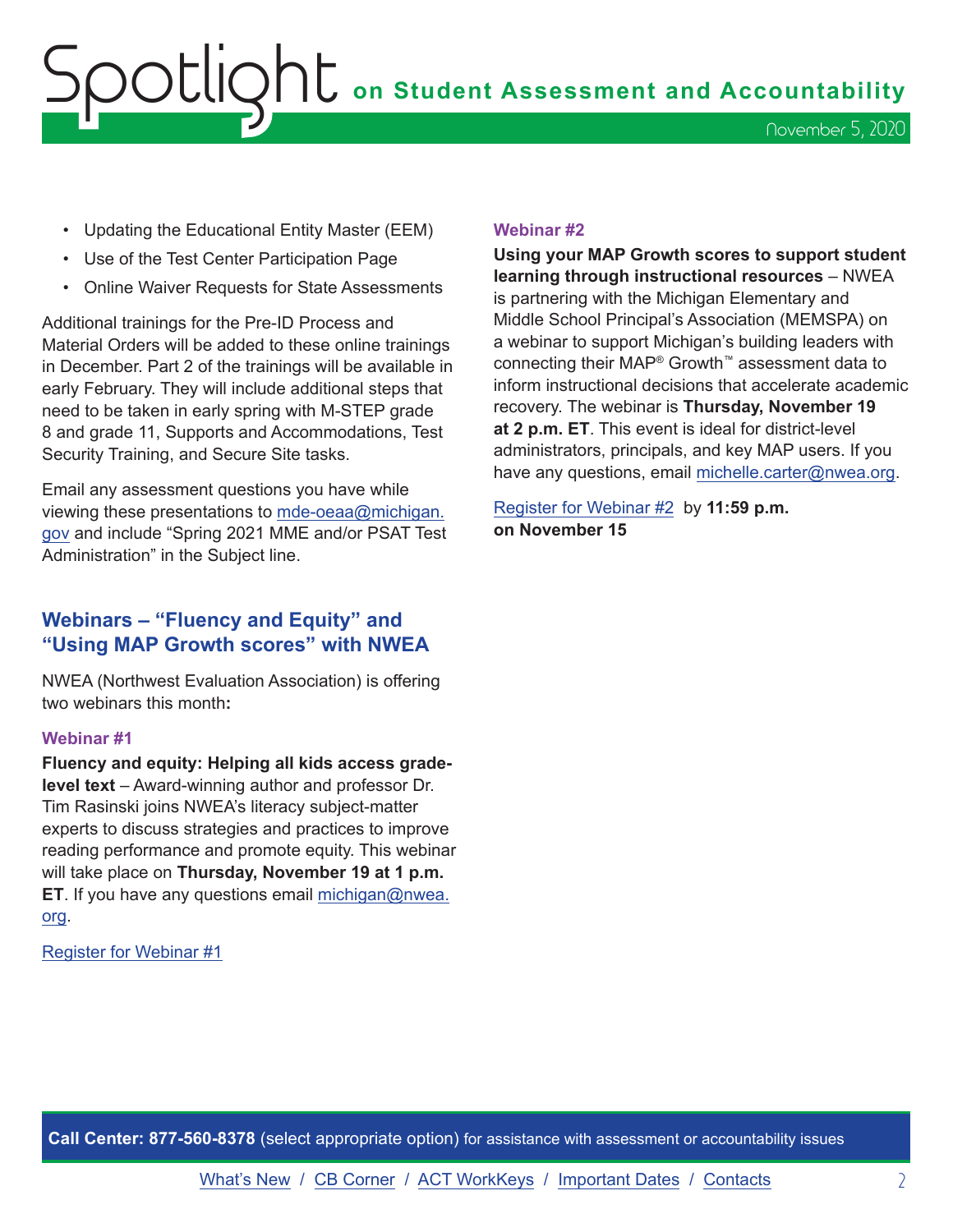- Updating the Educational Entity Master (EEM)
- Use of the Test Center Participation Page
- Online Waiver Requests for State Assessments

Additional trainings for the Pre-ID Process and Material Orders will be added to these online trainings in December. Part 2 of the trainings will be available in early February. They will include additional steps that need to be taken in early spring with M-STEP grade 8 and grade 11, Supports and Accommodations, Test Security Training, and Secure Site tasks.

Email any assessment questions you have while viewing these presentations to mde-oeaa@michigan.gov and include "Spring 2021 MME and/or PSAT Test Administration" in the Subject line.

## Webinars – "Fluency and Equity" and "Using MAP Growth scores" with NWEA

NWEA (Northwest Evaluation Association) is offering two webinars this month**:**

### Webinar #1

**Fluency and equity: Helping all kids access grade-level text** – Award-winning author and professor Dr. Tim Rasinski joins NWEA's literacy subject-matter experts to discuss strategies and practices to improve reading performance and promote equity. This webinar will take place on **Thursday, November 19 at 1 p.m. ET**. If you have any questions email michigan@nwea.org.

Register for Webinar #1

### Webinar #2

**Using your MAP Growth scores to support student learning through instructional resources** – NWEA is partnering with the Michigan Elementary and Middle School Principal's Association (MEMSPA) on a webinar to support Michigan's building leaders with connecting their MAP® Growth™ assessment data to inform instructional decisions that accelerate academic recovery. The webinar is **Thursday, November 19 at 2 p.m. ET**. This event is ideal for district-level administrators, principals, and key MAP users. If you have any questions, email michelle.carter@nwea.org.

Register for Webinar #2 by **11:59 p.m. on November 15**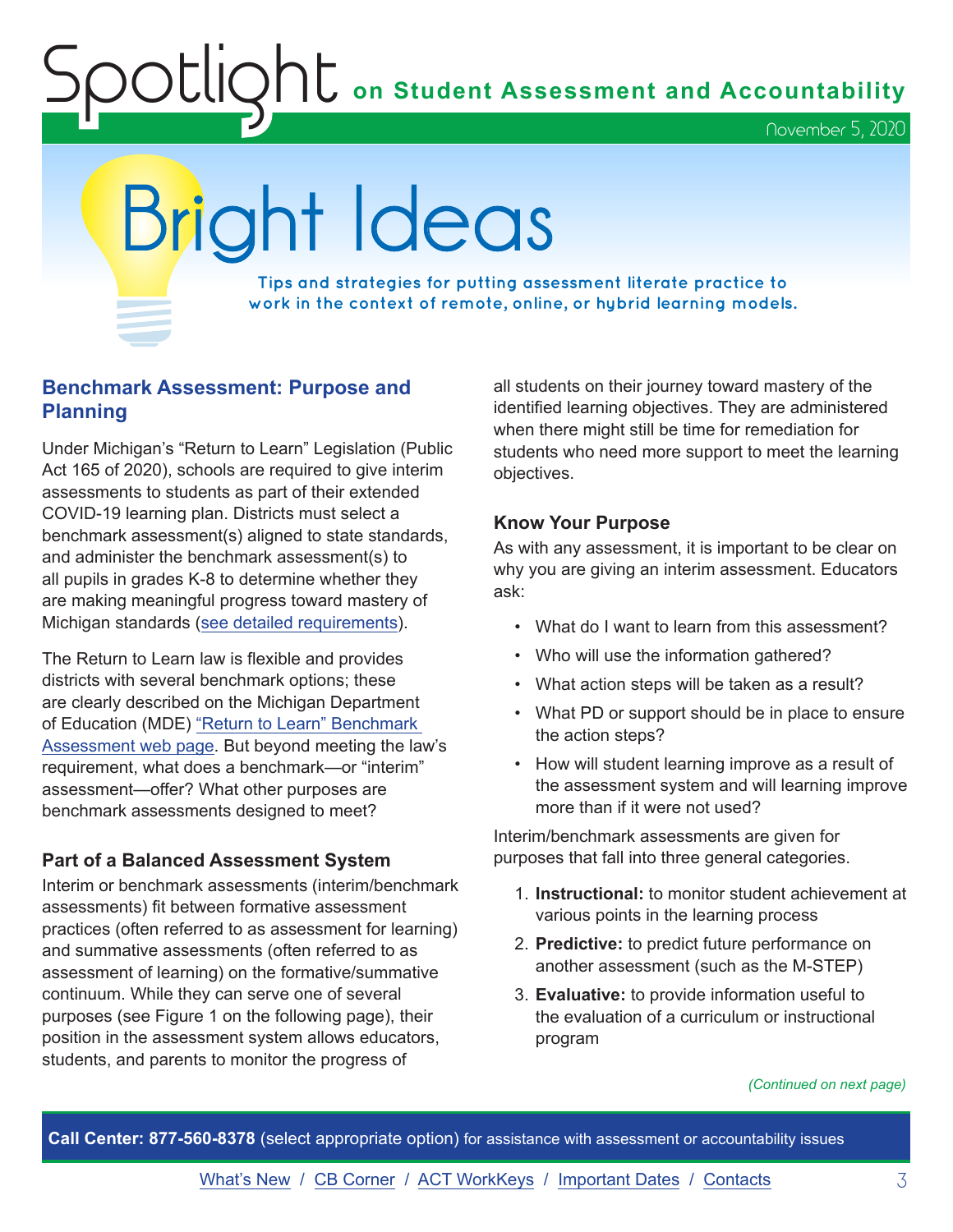# Bright Ideas

**Tips and strategies for putting assessment literate practice to work in the context of remote, online, or hybrid learning models.**

## Benchmark Assessment: Purpose and Planning

Under Michigan's "Return to Learn" Legislation (Public Act 165 of 2020), schools are required to give interim assessments to students as part of their extended COVID-19 learning plan. Districts must select a benchmark assessment(s) aligned to state standards, and administer the benchmark assessment(s) to all pupils in grades K-8 to determine whether they are making meaningful progress toward mastery of Michigan standards (see detailed requirements).

The Return to Learn law is flexible and provides districts with several benchmark options; these are clearly described on the Michigan Department of Education (MDE) "Return to Learn" Benchmark Assessment web page. But beyond meeting the law's requirement, what does a benchmark—or "interim" assessment—offer? What other purposes are benchmark assessments designed to meet?

### Part of a Balanced Assessment System

Interim or benchmark assessments (interim/benchmark assessments) fit between formative assessment practices (often referred to as assessment for learning) and summative assessments (often referred to as assessment of learning) on the formative/summative continuum. While they can serve one of several purposes (see Figure 1 on the following page), their position in the assessment system allows educators, students, and parents to monitor the progress of all students on their journey toward mastery of the identified learning objectives. They are administered when there might still be time for remediation for students who need more support to meet the learning objectives.

### Know Your Purpose

As with any assessment, it is important to be clear on why you are giving an interim assessment. Educators ask:

- What do I want to learn from this assessment?
- Who will use the information gathered?
- What action steps will be taken as a result?
- What PD or support should be in place to ensure the action steps?
- How will student learning improve as a result of the assessment system and will learning improve more than if it were not used?

Interim/benchmark assessments are given for purposes that fall into three general categories.

1. **Instructional:** to monitor student achievement at various points in the learning process
2. **Predictive:** to predict future performance on another assessment (such as the M-STEP)
3. **Evaluative:** to provide information useful to the evaluation of a curriculum or instructional program

*(Continued on next page)*

**Call Center: 877-560-8378** (select appropriate option) for assistance with assessment or accountability issues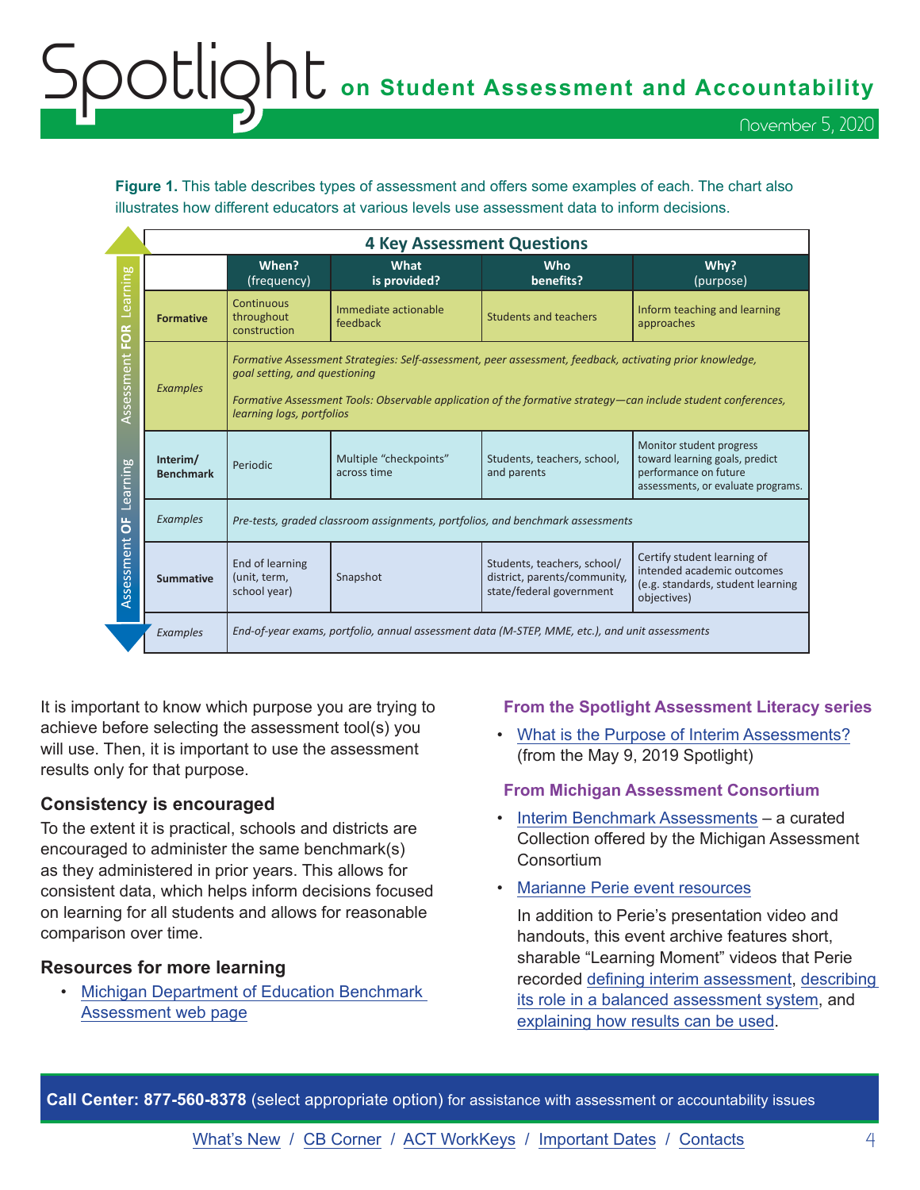**Figure 1.** This table describes types of assessment and offers some examples of each. The chart also illustrates how different educators at various levels use assessment data to inform decisions.

| 4 Key Assessment Questions | | | | |
|---|---|---|---|---|
| | **When?** (frequency) | **What is provided?** | **Who benefits?** | **Why?** (purpose) |
| **Formative** | Continuous throughout construction | Immediate actionable feedback | Students and teachers | Inform teaching and learning approaches |
| *Examples* | *Formative Assessment Strategies: Self-assessment, peer assessment, feedback, activating prior knowledge, goal setting, and questioning* *Formative Assessment Tools: Observable application of the formative strategy—can include student conferences, learning logs, portfolios* | | | |
| **Interim/ Benchmark** | Periodic | Multiple "checkpoints" across time | Students, teachers, school, and parents | Monitor student progress toward learning goals, predict performance on future assessments, or evaluate programs. |
| *Examples* | *Pre-tests, graded classroom assignments, portfolios, and benchmark assessments* | | | |
| **Summative** | End of learning (unit, term, school year) | Snapshot | Students, teachers, school/ district, parents/community, state/federal government | Certify student learning of intended academic outcomes (e.g. standards, student learning objectives) |
| *Examples* | *End-of-year exams, portfolio, annual assessment data (M-STEP, MME, etc.), and unit assessments* | | | |

(Side labels: Assessment FOR Learning — Formative; Assessment OF Learning — Interim/Benchmark and Summative)

It is important to know which purpose you are trying to achieve before selecting the assessment tool(s) you will use. Then, it is important to use the assessment results only for that purpose.

### Consistency is encouraged

To the extent it is practical, schools and districts are encouraged to administer the same benchmark(s) as they administered in prior years. This allows for consistent data, which helps inform decisions focused on learning for all students and allows for reasonable comparison over time.

### Resources for more learning

- Michigan Department of Education Benchmark Assessment web page

#### From the Spotlight Assessment Literacy series

- What is the Purpose of Interim Assessments? (from the May 9, 2019 Spotlight)

#### From Michigan Assessment Consortium

- Interim Benchmark Assessments – a curated Collection offered by the Michigan Assessment Consortium
- Marianne Perie event resources

  In addition to Perie's presentation video and handouts, this event archive features short, sharable "Learning Moment" videos that Perie recorded defining interim assessment, describing its role in a balanced assessment system, and explaining how results can be used.

**Call Center: 877-560-8378** (select appropriate option) for assistance with assessment or accountability issues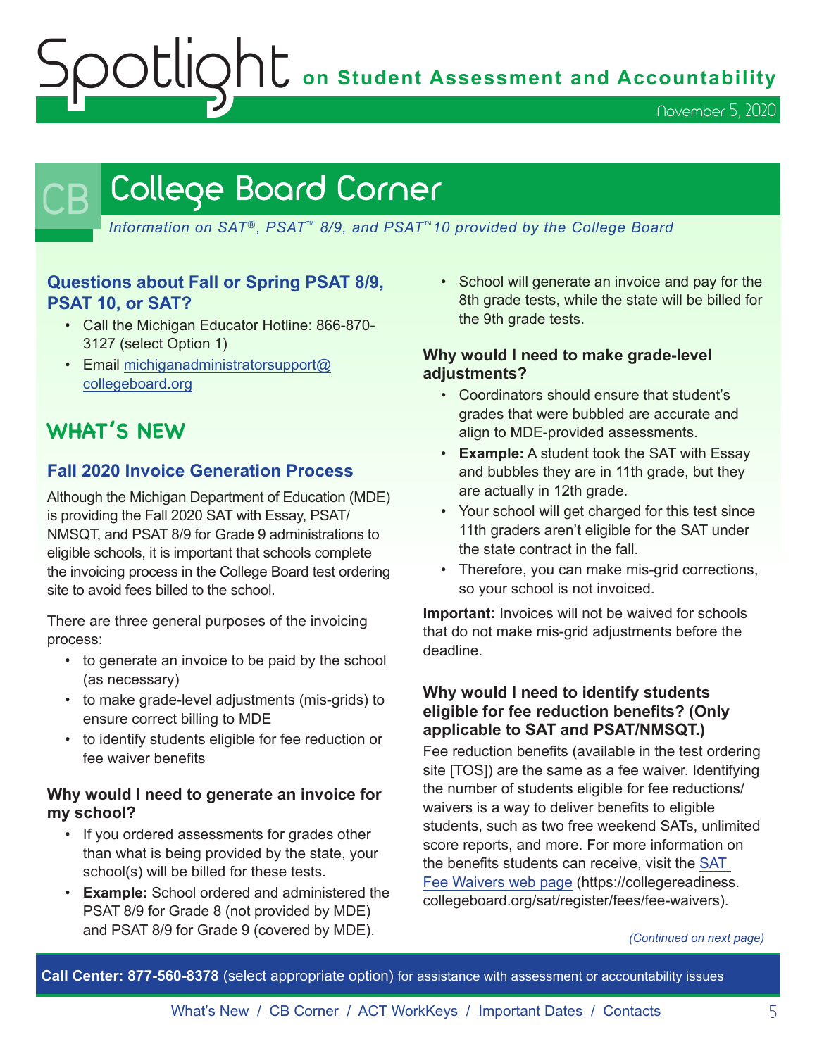# College Board Corner

*Information on SAT®, PSAT™ 8/9, and PSAT™10 provided by the College Board*

### Questions about Fall or Spring PSAT 8/9, PSAT 10, or SAT?

- Call the Michigan Educator Hotline: 866-870-3127 (select Option 1)
- Email michiganadministratorsupport@collegeboard.org

## WHAT'S NEW

### Fall 2020 Invoice Generation Process

Although the Michigan Department of Education (MDE) is providing the Fall 2020 SAT with Essay, PSAT/NMSQT, and PSAT 8/9 for Grade 9 administrations to eligible schools, it is important that schools complete the invoicing process in the College Board test ordering site to avoid fees billed to the school.

There are three general purposes of the invoicing process:

- to generate an invoice to be paid by the school (as necessary)
- to make grade-level adjustments (mis-grids) to ensure correct billing to MDE
- to identify students eligible for fee reduction or fee waiver benefits

#### Why would I need to generate an invoice for my school?

- If you ordered assessments for grades other than what is being provided by the state, your school(s) will be billed for these tests.
- **Example:** School ordered and administered the PSAT 8/9 for Grade 8 (not provided by MDE) and PSAT 8/9 for Grade 9 (covered by MDE).
- School will generate an invoice and pay for the 8th grade tests, while the state will be billed for the 9th grade tests.

#### Why would I need to make grade-level adjustments?

- Coordinators should ensure that student's grades that were bubbled are accurate and align to MDE-provided assessments.
- **Example:** A student took the SAT with Essay and bubbles they are in 11th grade, but they are actually in 12th grade.
- Your school will get charged for this test since 11th graders aren't eligible for the SAT under the state contract in the fall.
- Therefore, you can make mis-grid corrections, so your school is not invoiced.

**Important:** Invoices will not be waived for schools that do not make mis-grid adjustments before the deadline.

#### Why would I need to identify students eligible for fee reduction benefits? (Only applicable to SAT and PSAT/NMSQT.)

Fee reduction benefits (available in the test ordering site [TOS]) are the same as a fee waiver. Identifying the number of students eligible for fee reductions/waivers is a way to deliver benefits to eligible students, such as two free weekend SATs, unlimited score reports, and more. For more information on the benefits students can receive, visit the SAT Fee Waivers web page (https://collegereadiness.collegeboard.org/sat/register/fees/fee-waivers).

*(Continued on next page)*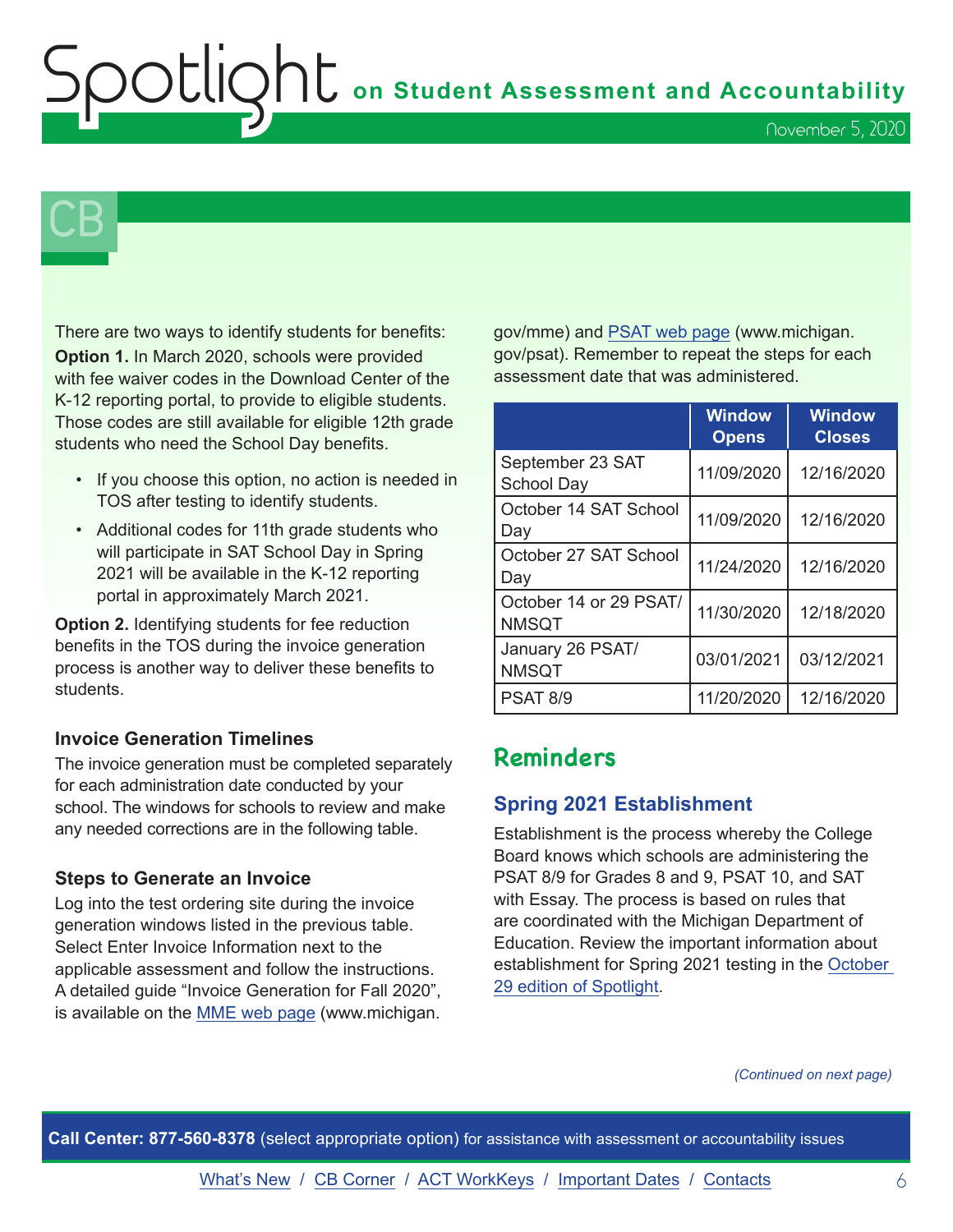# CB

There are two ways to identify students for benefits:

**Option 1.** In March 2020, schools were provided with fee waiver codes in the Download Center of the K-12 reporting portal, to provide to eligible students. Those codes are still available for eligible 12th grade students who need the School Day benefits.

- If you choose this option, no action is needed in TOS after testing to identify students.
- Additional codes for 11th grade students who will participate in SAT School Day in Spring 2021 will be available in the K-12 reporting portal in approximately March 2021.

**Option 2.** Identifying students for fee reduction benefits in the TOS during the invoice generation process is another way to deliver these benefits to students.

### Invoice Generation Timelines

The invoice generation must be completed separately for each administration date conducted by your school. The windows for schools to review and make any needed corrections are in the following table.

### Steps to Generate an Invoice

Log into the test ordering site during the invoice generation windows listed in the previous table. Select Enter Invoice Information next to the applicable assessment and follow the instructions. A detailed guide "Invoice Generation for Fall 2020", is available on the MME web page (www.michigan.gov/mme) and PSAT web page (www.michigan.gov/psat). Remember to repeat the steps for each assessment date that was administered.

| | Window Opens | Window Closes |
|---|---|---|
| September 23 SAT School Day | 11/09/2020 | 12/16/2020 |
| October 14 SAT School Day | 11/09/2020 | 12/16/2020 |
| October 27 SAT School Day | 11/24/2020 | 12/16/2020 |
| October 14 or 29 PSAT/ NMSQT | 11/30/2020 | 12/18/2020 |
| January 26 PSAT/ NMSQT | 03/01/2021 | 03/12/2021 |
| PSAT 8/9 | 11/20/2020 | 12/16/2020 |

## Reminders

### Spring 2021 Establishment

Establishment is the process whereby the College Board knows which schools are administering the PSAT 8/9 for Grades 8 and 9, PSAT 10, and SAT with Essay. The process is based on rules that are coordinated with the Michigan Department of Education. Review the important information about establishment for Spring 2021 testing in the October 29 edition of Spotlight.

*(Continued on next page)*

**Call Center: 877-560-8378** (select appropriate option) for assistance with assessment or accountability issues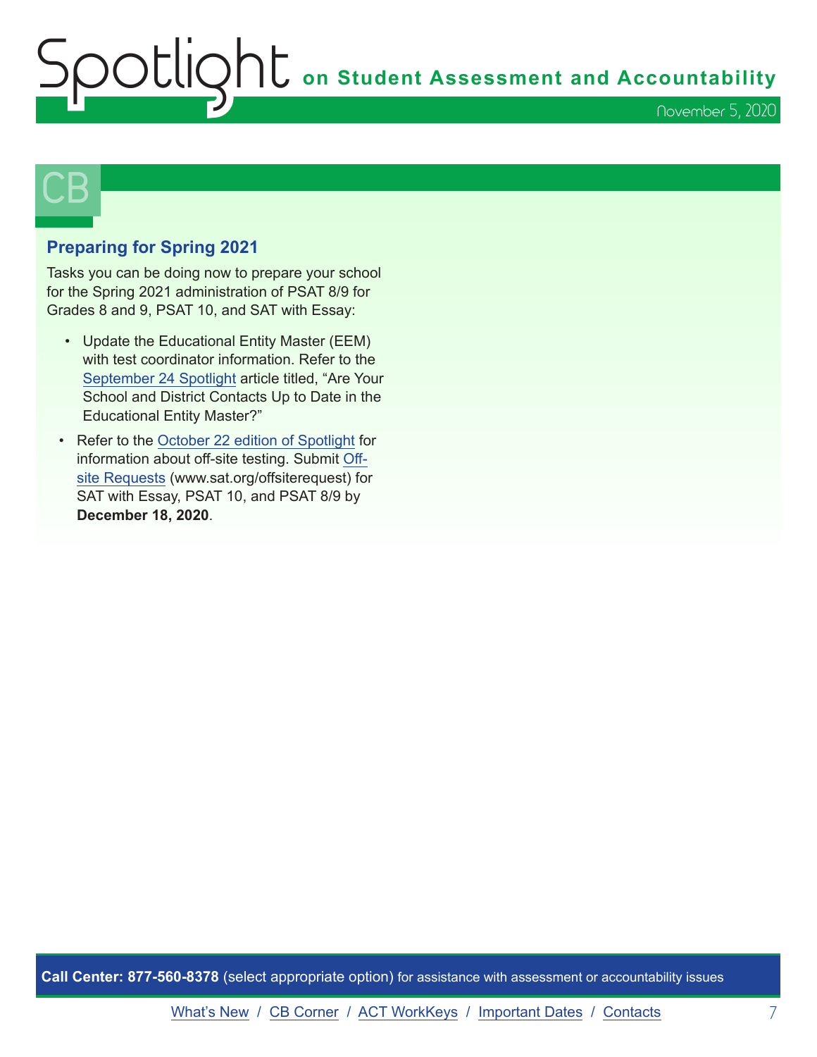## CB

### Preparing for Spring 2021

Tasks you can be doing now to prepare your school for the Spring 2021 administration of PSAT 8/9 for Grades 8 and 9, PSAT 10, and SAT with Essay:

- Update the Educational Entity Master (EEM) with test coordinator information. Refer to the September 24 Spotlight article titled, "Are Your School and District Contacts Up to Date in the Educational Entity Master?"
- Refer to the October 22 edition of Spotlight for information about off-site testing. Submit Off-site Requests (www.sat.org/offsiterequest) for SAT with Essay, PSAT 10, and PSAT 8/9 by **December 18, 2020**.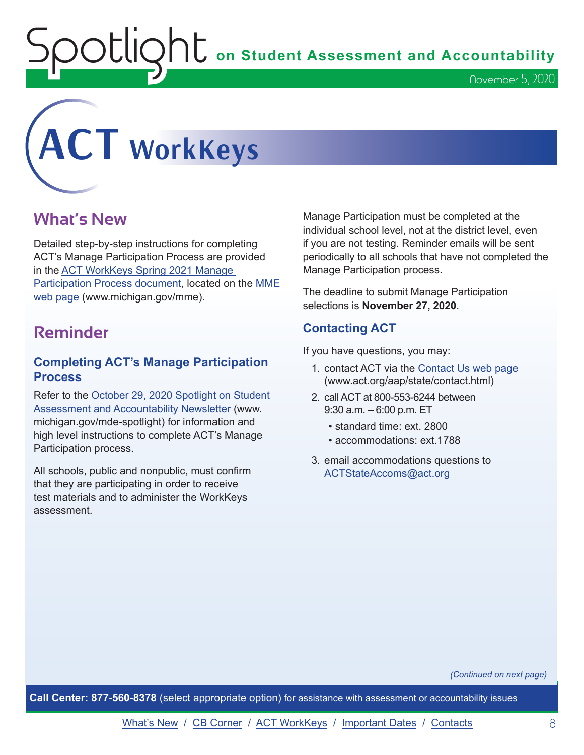# ACT WorkKeys

## What's New

Detailed step-by-step instructions for completing ACT's Manage Participation Process are provided in the ACT WorkKeys Spring 2021 Manage Participation Process document, located on the MME web page (www.michigan.gov/mme).

## Reminder

### Completing ACT's Manage Participation Process

Refer to the October 29, 2020 Spotlight on Student Assessment and Accountability Newsletter (www.michigan.gov/mde-spotlight) for information and high level instructions to complete ACT's Manage Participation process.

All schools, public and nonpublic, must confirm that they are participating in order to receive test materials and to administer the WorkKeys assessment.

Manage Participation must be completed at the individual school level, not at the district level, even if you are not testing. Reminder emails will be sent periodically to all schools that have not completed the Manage Participation process.

The deadline to submit Manage Participation selections is **November 27, 2020**.

### Contacting ACT

If you have questions, you may:

1. contact ACT via the Contact Us web page (www.act.org/aap/state/contact.html)
2. call ACT at 800-553-6244 between 9:30 a.m. – 6:00 p.m. ET
   - standard time: ext. 2800
   - accommodations: ext.1788
3. email accommodations questions to ACTStateAccoms@act.org

*(Continued on next page)*

**Call Center: 877-560-8378** (select appropriate option) for assistance with assessment or accountability issues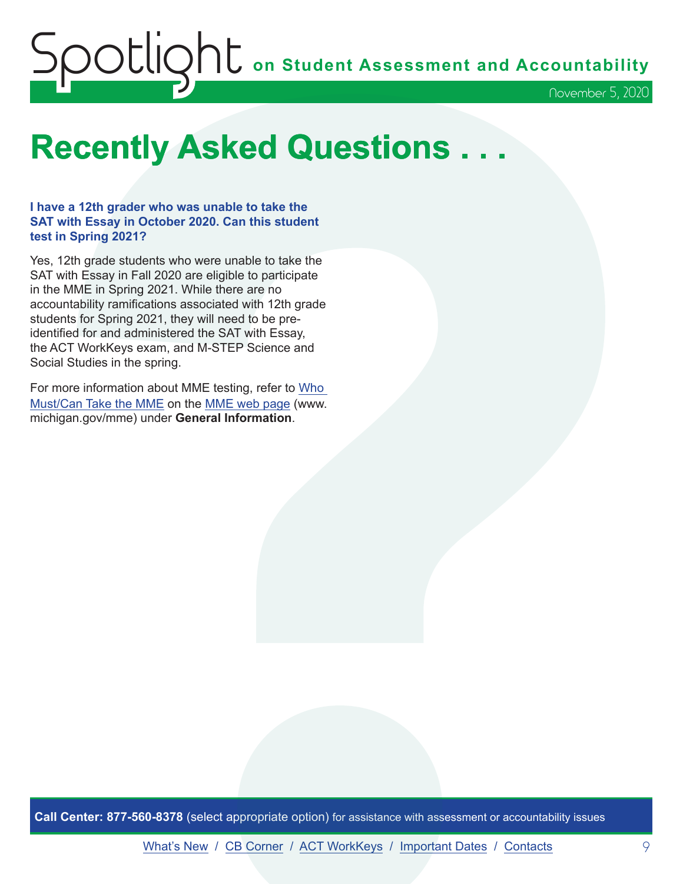# Recently Asked Questions . . .

**I have a 12th grader who was unable to take the SAT with Essay in October 2020. Can this student test in Spring 2021?**

Yes, 12th grade students who were unable to take the SAT with Essay in Fall 2020 are eligible to participate in the MME in Spring 2021. While there are no accountability ramifications associated with 12th grade students for Spring 2021, they will need to be pre-identified for and administered the SAT with Essay, the ACT WorkKeys exam, and M-STEP Science and Social Studies in the spring.

For more information about MME testing, refer to Who Must/Can Take the MME on the MME web page (www.michigan.gov/mme) under **General Information**.

**Call Center: 877-560-8378** (select appropriate option) for assistance with assessment or accountability issues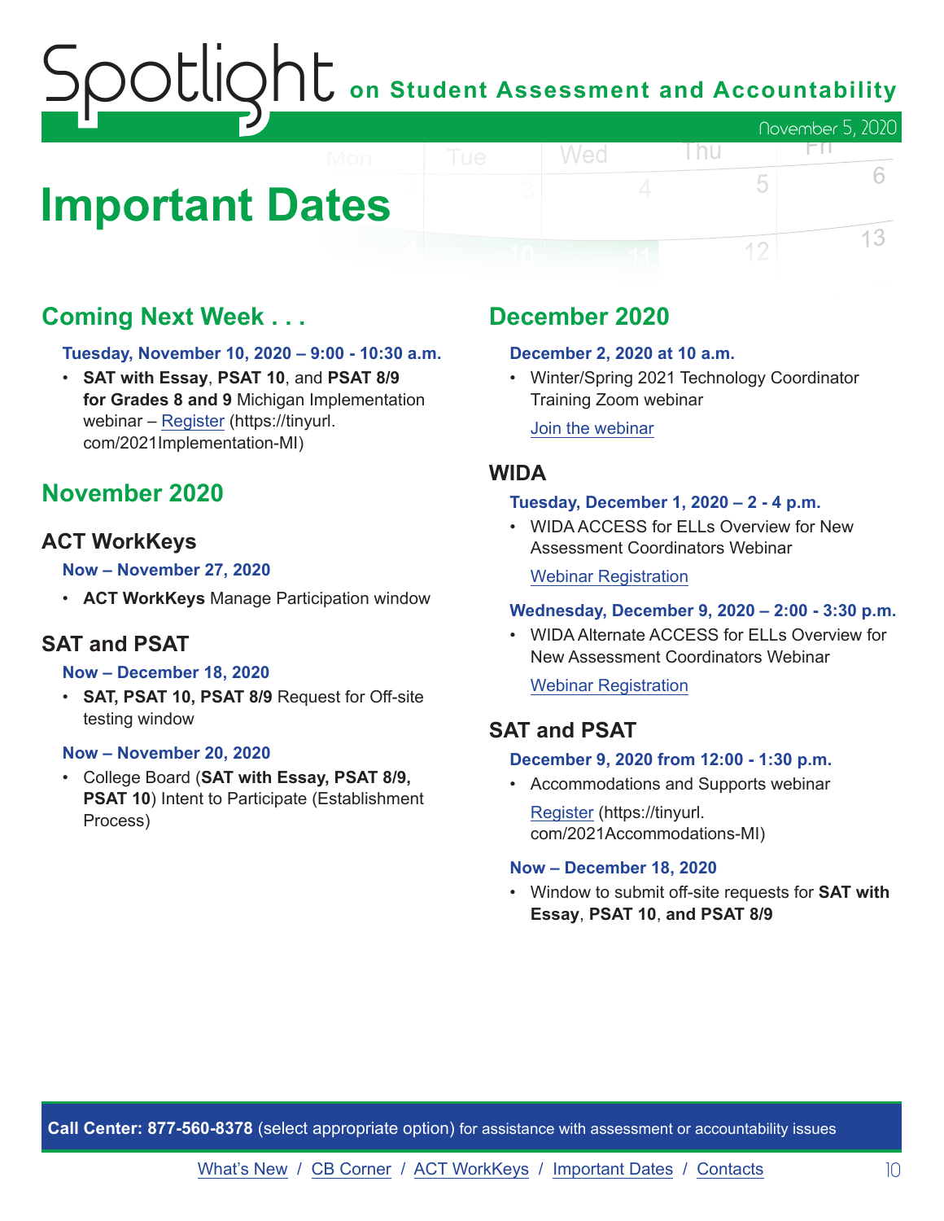# Important Dates

## Coming Next Week . . .

**Tuesday, November 10, 2020 – 9:00 - 10:30 a.m.**

- **SAT with Essay**, **PSAT 10**, and **PSAT 8/9 for Grades 8 and 9** Michigan Implementation webinar – Register (https://tinyurl.com/2021Implementation-MI)

## November 2020

### ACT WorkKeys

**Now – November 27, 2020**

- **ACT WorkKeys** Manage Participation window

### SAT and PSAT

**Now – December 18, 2020**

- **SAT, PSAT 10, PSAT 8/9** Request for Off-site testing window

**Now – November 20, 2020**

- College Board (**SAT with Essay, PSAT 8/9, PSAT 10**) Intent to Participate (Establishment Process)

## December 2020

**December 2, 2020 at 10 a.m.**

- Winter/Spring 2021 Technology Coordinator Training Zoom webinar

  Join the webinar

### WIDA

**Tuesday, December 1, 2020 – 2 - 4 p.m.**

- WIDA ACCESS for ELLs Overview for New Assessment Coordinators Webinar

  Webinar Registration

**Wednesday, December 9, 2020 – 2:00 - 3:30 p.m.**

- WIDA Alternate ACCESS for ELLs Overview for New Assessment Coordinators Webinar

  Webinar Registration

### SAT and PSAT

**December 9, 2020 from 12:00 - 1:30 p.m.**

- Accommodations and Supports webinar

  Register (https://tinyurl.com/2021Accommodations-MI)

**Now – December 18, 2020**

- Window to submit off-site requests for **SAT with Essay**, **PSAT 10**, **and PSAT 8/9**

**Call Center: 877-560-8378** (select appropriate option) for assistance with assessment or accountability issues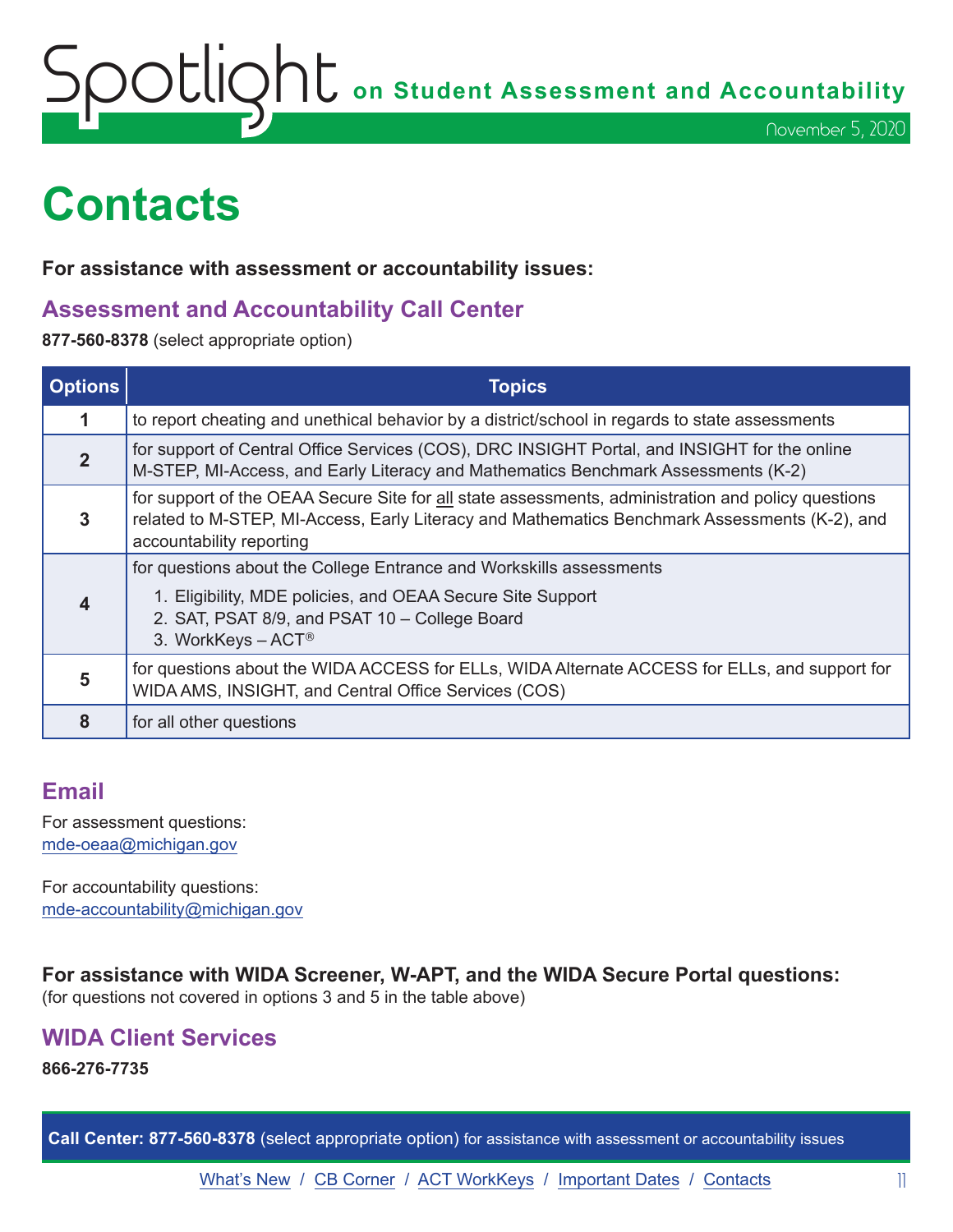# Contacts

**For assistance with assessment or accountability issues:**

## Assessment and Accountability Call Center

**877-560-8378** (select appropriate option)

| Options | Topics |
|---|---|
| **1** | to report cheating and unethical behavior by a district/school in regards to state assessments |
| **2** | for support of Central Office Services (COS), DRC INSIGHT Portal, and INSIGHT for the online M-STEP, MI-Access, and Early Literacy and Mathematics Benchmark Assessments (K-2) |
| **3** | for support of the OEAA Secure Site for all state assessments, administration and policy questions related to M-STEP, MI-Access, Early Literacy and Mathematics Benchmark Assessments (K-2), and accountability reporting |
| **4** | for questions about the College Entrance and Workskills assessments<br>1. Eligibility, MDE policies, and OEAA Secure Site Support<br>2. SAT, PSAT 8/9, and PSAT 10 – College Board<br>3. WorkKeys – ACT® |
| **5** | for questions about the WIDA ACCESS for ELLs, WIDA Alternate ACCESS for ELLs, and support for WIDA AMS, INSIGHT, and Central Office Services (COS) |
| **8** | for all other questions |

## Email

For assessment questions:
mde-oeaa@michigan.gov

For accountability questions:
mde-accountability@michigan.gov

**For assistance with WIDA Screener, W-APT, and the WIDA Secure Portal questions:**
(for questions not covered in options 3 and 5 in the table above)

## WIDA Client Services

**866-276-7735**

**Call Center: 877-560-8378** (select appropriate option) for assistance with assessment or accountability issues